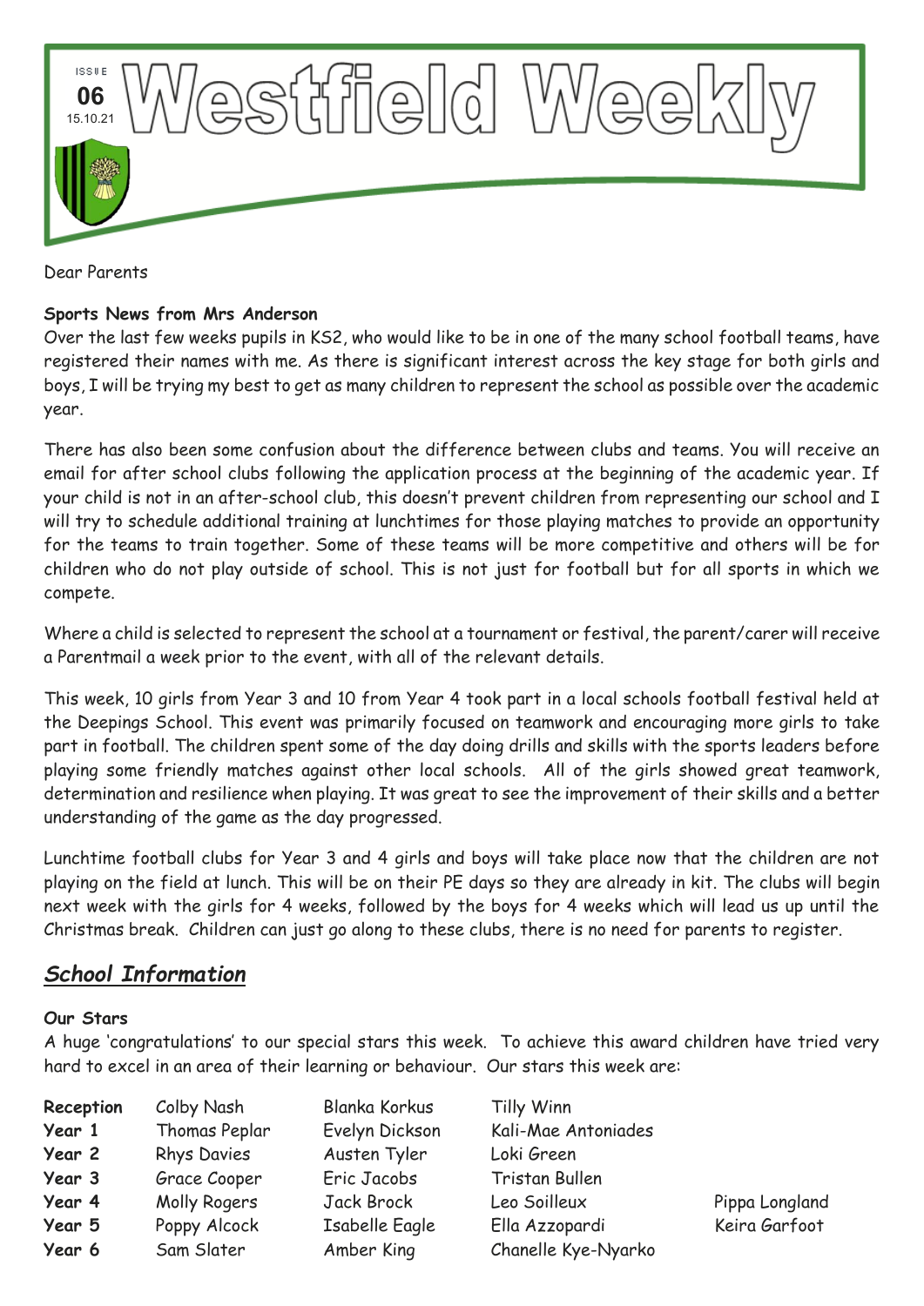# Westfield Weekly

ISSUE **06** 15.10.21

Dear Parents

**Sports News from Mrs Anderson**

Over the last few weeks pupils in KS2, who would like to be in one of the many school football teams, have registered their names with me. As there is significant interest across the key stage for both girls and boys, I will be trying my best to get as many children to represent the school as possible over the academic year.

There has also been some confusion about the difference between clubs and teams. You will receive an email for after school clubs following the application process at the beginning of the academic year. If your child is not in an after-school club, this doesn't prevent children from representing our school and I will try to schedule additional training at lunchtimes for those playing matches to provide an opportunity for the teams to train together. Some of these teams will be more competitive and others will be for children who do not play outside of school. This is not just for football but for all sports in which we compete.

Where a child is selected to represent the school at a tournament or festival, the parent/carer will receive a Parentmail a week prior to the event, with all of the relevant details.

This week, 10 girls from Year 3 and 10 from Year 4 took part in a local schools football festival held at the Deepings School. This event was primarily focused on teamwork and encouraging more girls to take part in football. The children spent some of the day doing drills and skills with the sports leaders before playing some friendly matches against other local schools. All of the girls showed great teamwork, determination and resilience when playing. It was great to see the improvement of their skills and a better understanding of the game as the day progressed.

Lunchtime football clubs for Year 3 and 4 girls and boys will take place now that the children are not playing on the field at lunch. This will be on their PE days so they are already in kit. The clubs will begin next week with the girls for 4 weeks, followed by the boys for 4 weeks which will lead us up until the Christmas break. Children can just go along to these clubs, there is no need for parents to register.

## ***School Information***

**Our Stars**

A huge 'congratulations' to our special stars this week. To achieve this award children have tried very hard to excel in an area of their learning or behaviour. Our stars this week are:

| | | | | |
|---|---|---|---|---|
| **Reception** | Colby Nash | Blanka Korkus | Tilly Winn | |
| **Year 1** | Thomas Peplar | Evelyn Dickson | Kali-Mae Antoniades | |
| **Year 2** | Rhys Davies | Austen Tyler | Loki Green | |
| **Year 3** | Grace Cooper | Eric Jacobs | Tristan Bullen | |
| **Year 4** | Molly Rogers | Jack Brock | Leo Soilleux | Pippa Longland |
| **Year 5** | Poppy Alcock | Isabelle Eagle | Ella Azzopardi | Keira Garfoot |
| **Year 6** | Sam Slater | Amber King | Chanelle Kye-Nyarko | |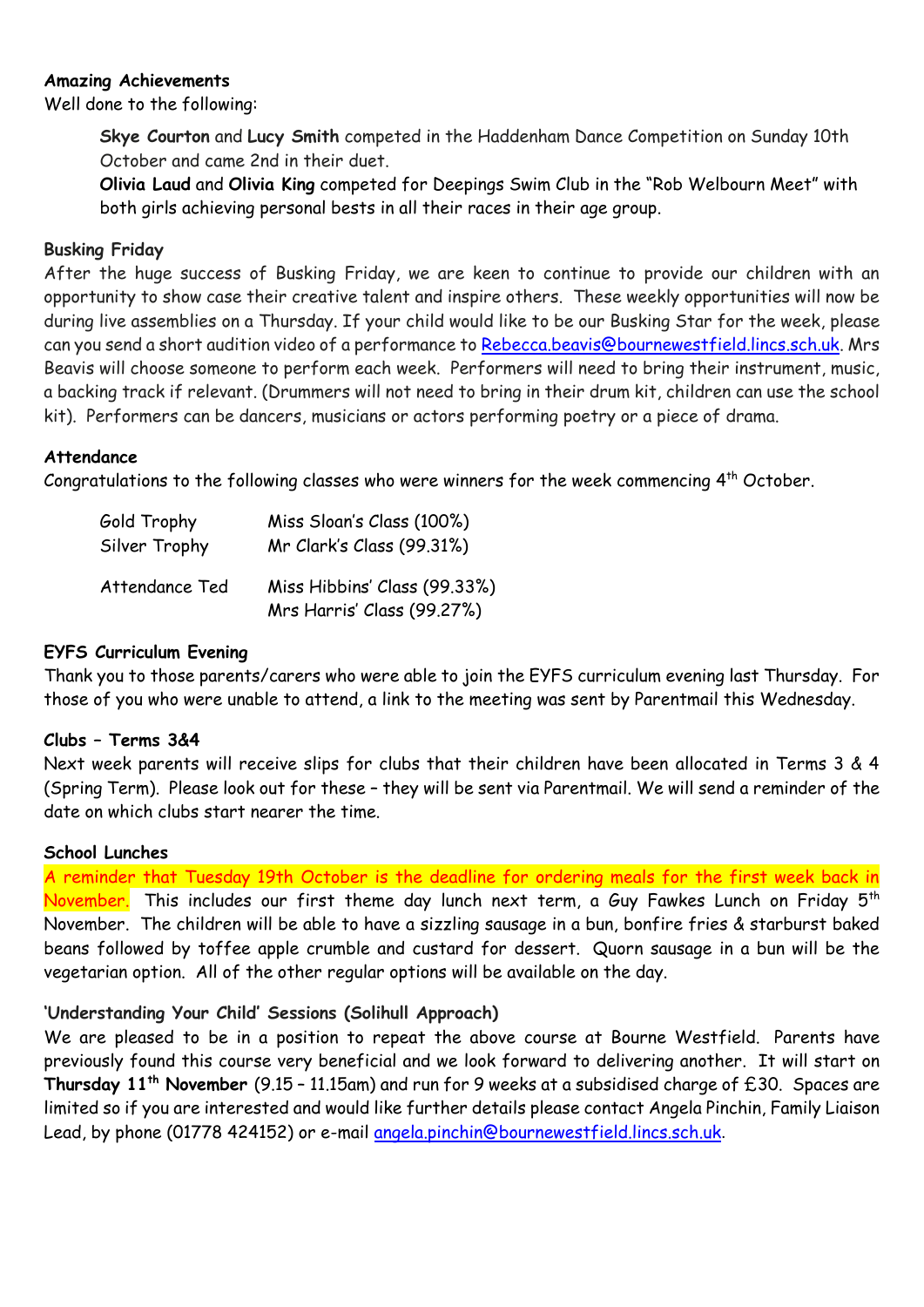**Amazing Achievements**

Well done to the following:

> **Skye Courton** and **Lucy Smith** competed in the Haddenham Dance Competition on Sunday 10th October and came 2nd in their duet.
>
> **Olivia Laud** and **Olivia King** competed for Deepings Swim Club in the "Rob Welbourn Meet" with both girls achieving personal bests in all their races in their age group.

**Busking Friday**

After the huge success of Busking Friday, we are keen to continue to provide our children with an opportunity to show case their creative talent and inspire others. These weekly opportunities will now be during live assemblies on a Thursday. If your child would like to be our Busking Star for the week, please can you send a short audition video of a performance to Rebecca.beavis@bournewestfield.lincs.sch.uk. Mrs Beavis will choose someone to perform each week. Performers will need to bring their instrument, music, a backing track if relevant. (Drummers will not need to bring in their drum kit, children can use the school kit). Performers can be dancers, musicians or actors performing poetry or a piece of drama.

**Attendance**

Congratulations to the following classes who were winners for the week commencing 4th October.

| | |
|---|---|
| Gold Trophy | Miss Sloan's Class (100%) |
| Silver Trophy | Mr Clark's Class (99.31%) |
| Attendance Ted | Miss Hibbins' Class (99.33%) |
| | Mrs Harris' Class (99.27%) |

**EYFS Curriculum Evening**

Thank you to those parents/carers who were able to join the EYFS curriculum evening last Thursday. For those of you who were unable to attend, a link to the meeting was sent by Parentmail this Wednesday.

**Clubs – Terms 3&4**

Next week parents will receive slips for clubs that their children have been allocated in Terms 3 & 4 (Spring Term). Please look out for these – they will be sent via Parentmail. We will send a reminder of the date on which clubs start nearer the time.

**School Lunches**

A reminder that Tuesday 19th October is the deadline for ordering meals for the first week back in November. This includes our first theme day lunch next term, a Guy Fawkes Lunch on Friday 5th November. The children will be able to have a sizzling sausage in a bun, bonfire fries & starburst baked beans followed by toffee apple crumble and custard for dessert. Quorn sausage in a bun will be the vegetarian option. All of the other regular options will be available on the day.

**'Understanding Your Child' Sessions (Solihull Approach)**

We are pleased to be in a position to repeat the above course at Bourne Westfield. Parents have previously found this course very beneficial and we look forward to delivering another. It will start on **Thursday 11th November** (9.15 – 11.15am) and run for 9 weeks at a subsidised charge of £30. Spaces are limited so if you are interested and would like further details please contact Angela Pinchin, Family Liaison Lead, by phone (01778 424152) or e-mail angela.pinchin@bournewestfield.lincs.sch.uk.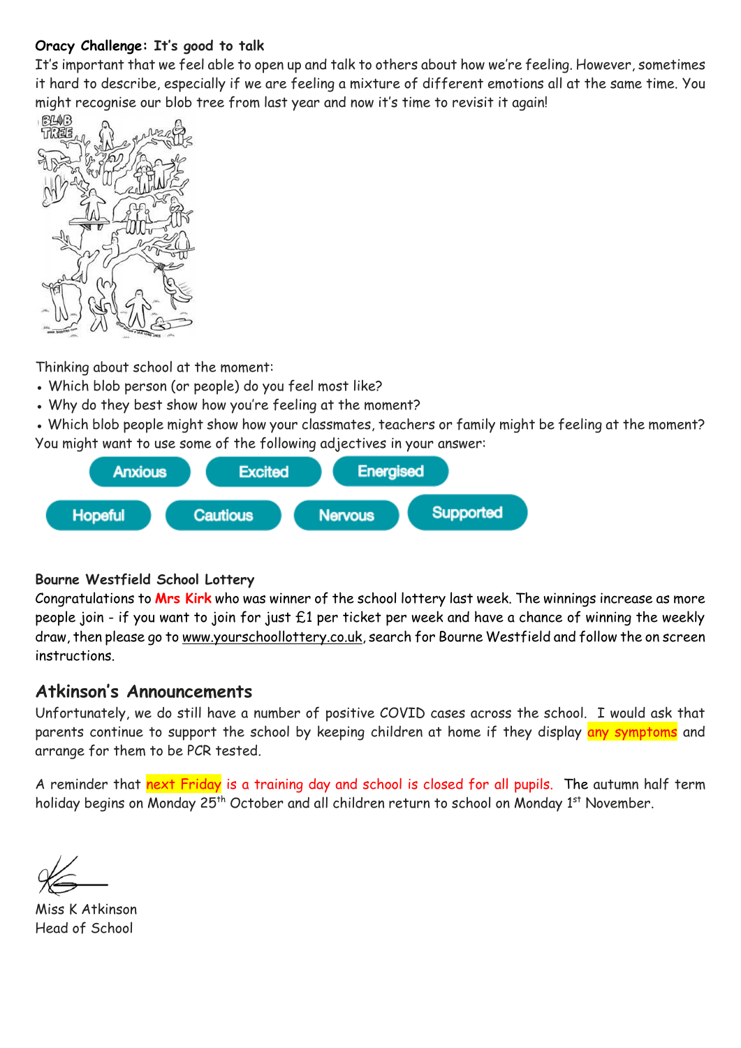**Oracy Challenge: It's good to talk**

It's important that we feel able to open up and talk to others about how we're feeling. However, sometimes it hard to describe, especially if we are feeling a mixture of different emotions all at the same time. You might recognise our blob tree from last year and now it's time to revisit it again!

Thinking about school at the moment:

- Which blob person (or people) do you feel most like?
- Why do they best show how you're feeling at the moment?
- Which blob people might show how your classmates, teachers or family might be feeling at the moment?

You might want to use some of the following adjectives in your answer:

Anxious | Excited | Energised

Hopeful | Cautious | Nervous | Supported

**Bourne Westfield School Lottery**

Congratulations to **Mrs Kirk** who was winner of the school lottery last week. The winnings increase as more people join - if you want to join for just £1 per ticket per week and have a chance of winning the weekly draw, then please go to www.yourschoollottery.co.uk, search for Bourne Westfield and follow the on screen instructions.

## Atkinson's Announcements

Unfortunately, we do still have a number of positive COVID cases across the school. I would ask that parents continue to support the school by keeping children at home if they display any symptoms and arrange for them to be PCR tested.

A reminder that next Friday is a training day and school is closed for all pupils. The autumn half term holiday begins on Monday 25th October and all children return to school on Monday 1st November.

Miss K Atkinson
Head of School